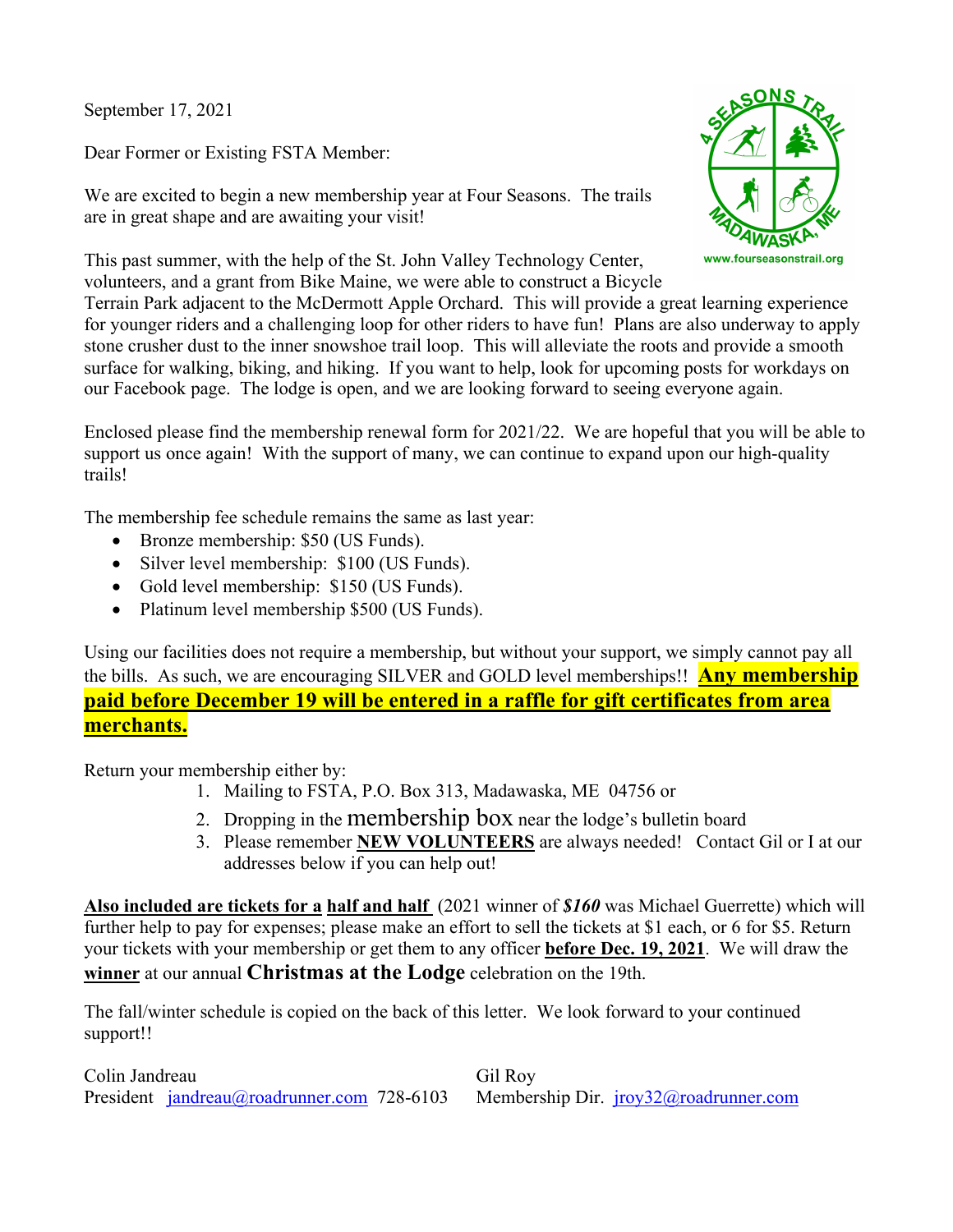September 17, 2021

Dear Former or Existing FSTA Member:

We are excited to begin a new membership year at Four Seasons. The trails are in great shape and are awaiting your visit!

This past summer, with the help of the St. John Valley Technology Center, volunteers, and a grant from Bike Maine, we were able to construct a Bicycle Terrain Park adjacent to the McDermott Apple Orchard. This will provide a great learning experience for younger riders and a challenging loop for other riders to have fun! Plans are also underway to apply stone crusher dust to the inner snowshoe trail loop. This will alleviate the roots and provide a smooth surface for walking, biking, and hiking. If you want to help, look for upcoming posts for workdays on our Facebook page. The lodge is open, and we are looking forward to seeing everyone again.

Enclosed please find the membership renewal form for 2021/22. We are hopeful that you will be able to support us once again! With the support of many, we can continue to expand upon our high-quality trails!

The membership fee schedule remains the same as last year:

- Bronze membership: $50 (US Funds).
- Silver level membership: $100 (US Funds).
- Gold level membership: $150 (US Funds).
- Platinum level membership $500 (US Funds).

Using our facilities does not require a membership, but without your support, we simply cannot pay all the bills. As such, we are encouraging SILVER and GOLD level memberships!! **Any membership paid before December 19 will be entered in a raffle for gift certificates from area merchants.**

Return your membership either by:

1. Mailing to FSTA, P.O. Box 313, Madawaska, ME 04756 or
2. Dropping in the membership box near the lodge's bulletin board
3. Please remember **NEW VOLUNTEERS** are always needed! Contact Gil or I at our addresses below if you can help out!

**Also included are tickets for a half and half** (2021 winner of ***$160*** was Michael Guerrette) which will further help to pay for expenses; please make an effort to sell the tickets at $1 each, or 6 for $5. Return your tickets with your membership or get them to any officer **before Dec. 19, 2021**. We will draw the **winner** at our annual **Christmas at the Lodge** celebration on the 19th.

The fall/winter schedule is copied on the back of this letter. We look forward to your continued support!!

Colin Jandreau
President jandreau@roadrunner.com 728-6103

Gil Roy
Membership Dir. jroy32@roadrunner.com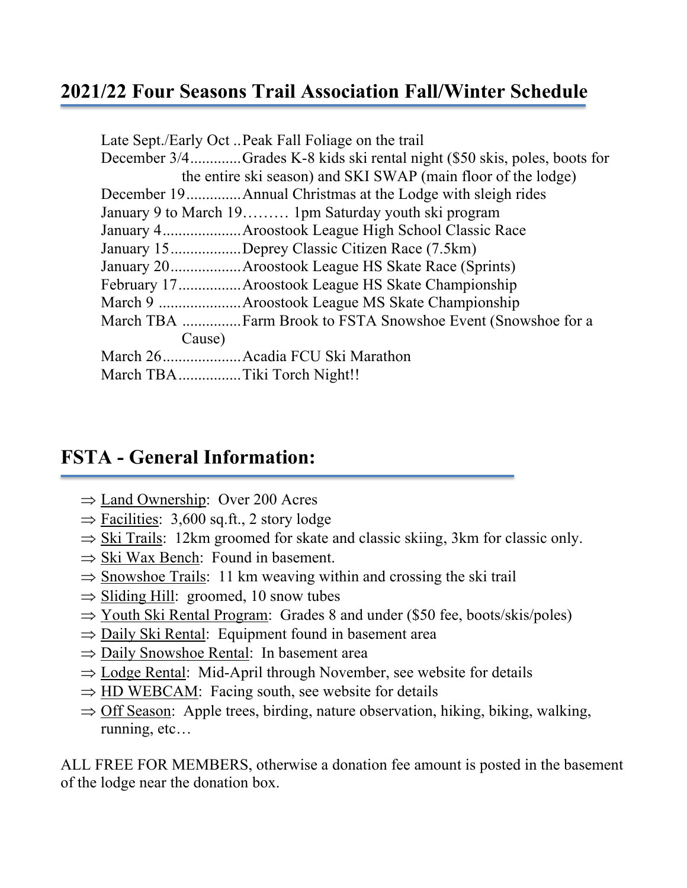## 2021/22 Four Seasons Trail Association Fall/Winter Schedule

Late Sept./Early Oct ..Peak Fall Foliage on the trail
December 3/4............Grades K-8 kids ski rental night ($50 skis, poles, boots for the entire ski season) and SKI SWAP (main floor of the lodge)
December 19.............Annual Christmas at the Lodge with sleigh rides
January 9 to March 19……… 1pm Saturday youth ski program
January 4...................Aroostook League High School Classic Race
January 15.................Deprey Classic Citizen Race (7.5km)
January 20.................Aroostook League HS Skate Race (Sprints)
February 17...............Aroostook League HS Skate Championship
March 9 ....................Aroostook League MS Skate Championship
March TBA ..............Farm Brook to FSTA Snowshoe Event (Snowshoe for a Cause)
March 26...................Acadia FCU Ski Marathon
March TBA...............Tiki Torch Night!!

## FSTA - General Information:

- ⇒ Land Ownership: Over 200 Acres
- ⇒ Facilities: 3,600 sq.ft., 2 story lodge
- ⇒ Ski Trails: 12km groomed for skate and classic skiing, 3km for classic only.
- ⇒ Ski Wax Bench: Found in basement.
- ⇒ Snowshoe Trails: 11 km weaving within and crossing the ski trail
- ⇒ Sliding Hill: groomed, 10 snow tubes
- ⇒ Youth Ski Rental Program: Grades 8 and under ($50 fee, boots/skis/poles)
- ⇒ Daily Ski Rental: Equipment found in basement area
- ⇒ Daily Snowshoe Rental: In basement area
- ⇒ Lodge Rental: Mid-April through November, see website for details
- ⇒ HD WEBCAM: Facing south, see website for details
- ⇒ Off Season: Apple trees, birding, nature observation, hiking, biking, walking, running, etc…

ALL FREE FOR MEMBERS, otherwise a donation fee amount is posted in the basement of the lodge near the donation box.